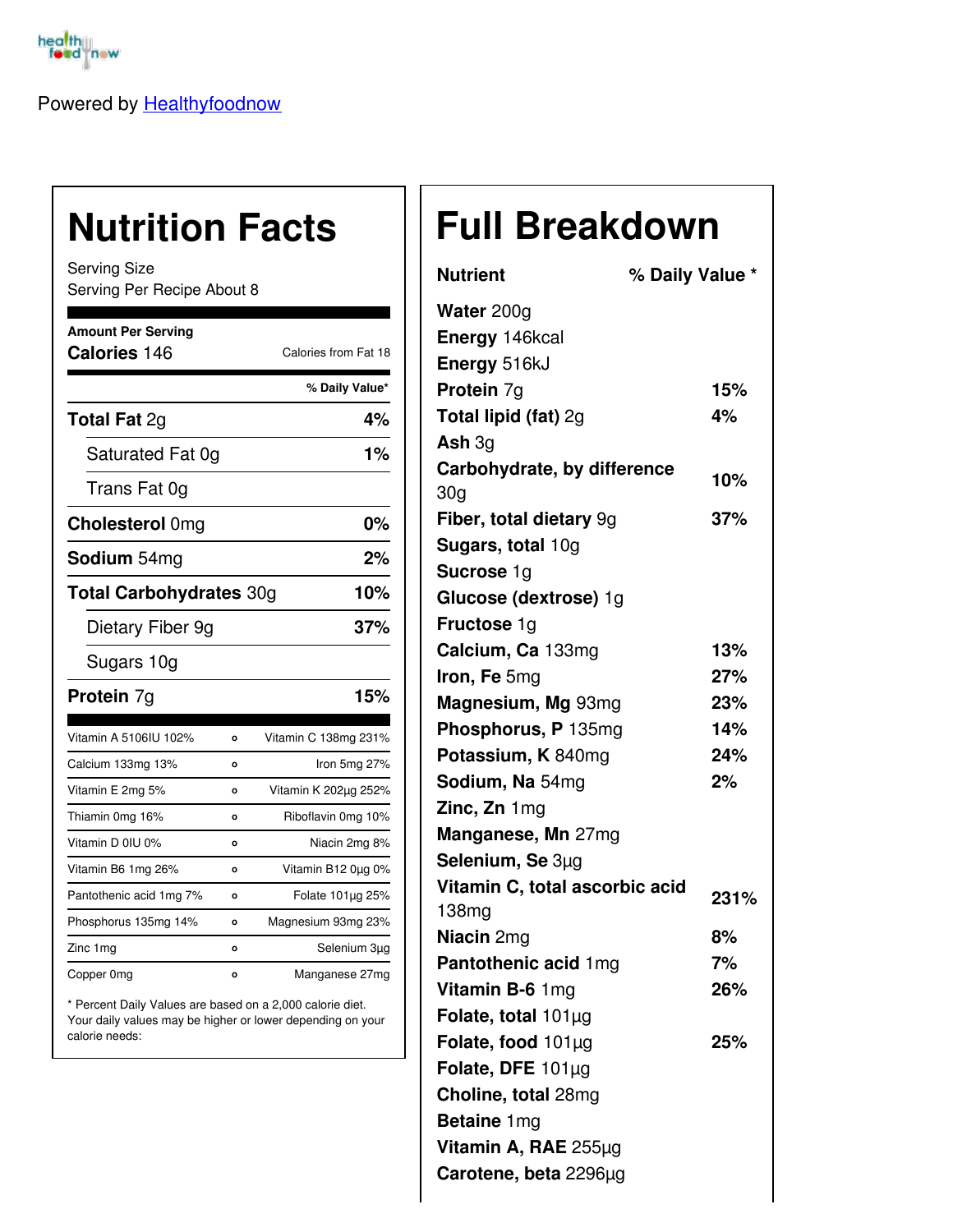Powered by [Healthyfoodnow]

# Nutrition Facts

Serving Size
Serving Per Recipe About 8

**Amount Per Serving**

**Calories** 146 — Calories from Fat 18

| | % Daily Value* |
|---|---|
| **Total Fat** 2g | **4%** |
| Saturated Fat 0g | **1%** |
| Trans Fat 0g | |
| **Cholesterol** 0mg | **0%** |
| **Sodium** 54mg | **2%** |
| **Total Carbohydrates** 30g | **10%** |
| Dietary Fiber 9g | **37%** |
| Sugars 10g | |
| **Protein** 7g | **15%** |

| | |
|---|---|
| Vitamin A 5106IU 102% | Vitamin C 138mg 231% |
| Calcium 133mg 13% | Iron 5mg 27% |
| Vitamin E 2mg 5% | Vitamin K 202µg 252% |
| Thiamin 0mg 16% | Riboflavin 0mg 10% |
| Vitamin D 0IU 0% | Niacin 2mg 8% |
| Vitamin B6 1mg 26% | Vitamin B12 0µg 0% |
| Pantothenic acid 1mg 7% | Folate 101µg 25% |
| Phosphorus 135mg 14% | Magnesium 93mg 23% |
| Zinc 1mg | Selenium 3µg |
| Copper 0mg | Manganese 27mg |

* Percent Daily Values are based on a 2,000 calorie diet. Your daily values may be higher or lower depending on your calorie needs:

# Full Breakdown

| Nutrient | % Daily Value * |
|---|---|
| **Water** 200g | |
| **Energy** 146kcal | |
| **Energy** 516kJ | |
| **Protein** 7g | **15%** |
| **Total lipid (fat)** 2g | **4%** |
| **Ash** 3g | |
| **Carbohydrate, by difference** 30g | **10%** |
| **Fiber, total dietary** 9g | **37%** |
| **Sugars, total** 10g | |
| **Sucrose** 1g | |
| **Glucose (dextrose)** 1g | |
| **Fructose** 1g | |
| **Calcium, Ca** 133mg | **13%** |
| **Iron, Fe** 5mg | **27%** |
| **Magnesium, Mg** 93mg | **23%** |
| **Phosphorus, P** 135mg | **14%** |
| **Potassium, K** 840mg | **24%** |
| **Sodium, Na** 54mg | **2%** |
| **Zinc, Zn** 1mg | |
| **Manganese, Mn** 27mg | |
| **Selenium, Se** 3µg | |
| **Vitamin C, total ascorbic acid** 138mg | **231%** |
| **Niacin** 2mg | **8%** |
| **Pantothenic acid** 1mg | **7%** |
| **Vitamin B-6** 1mg | **26%** |
| **Folate, total** 101µg | |
| **Folate, food** 101µg | **25%** |
| **Folate, DFE** 101µg | |
| **Choline, total** 28mg | |
| **Betaine** 1mg | |
| **Vitamin A, RAE** 255µg | |
| **Carotene, beta** 2296µg | |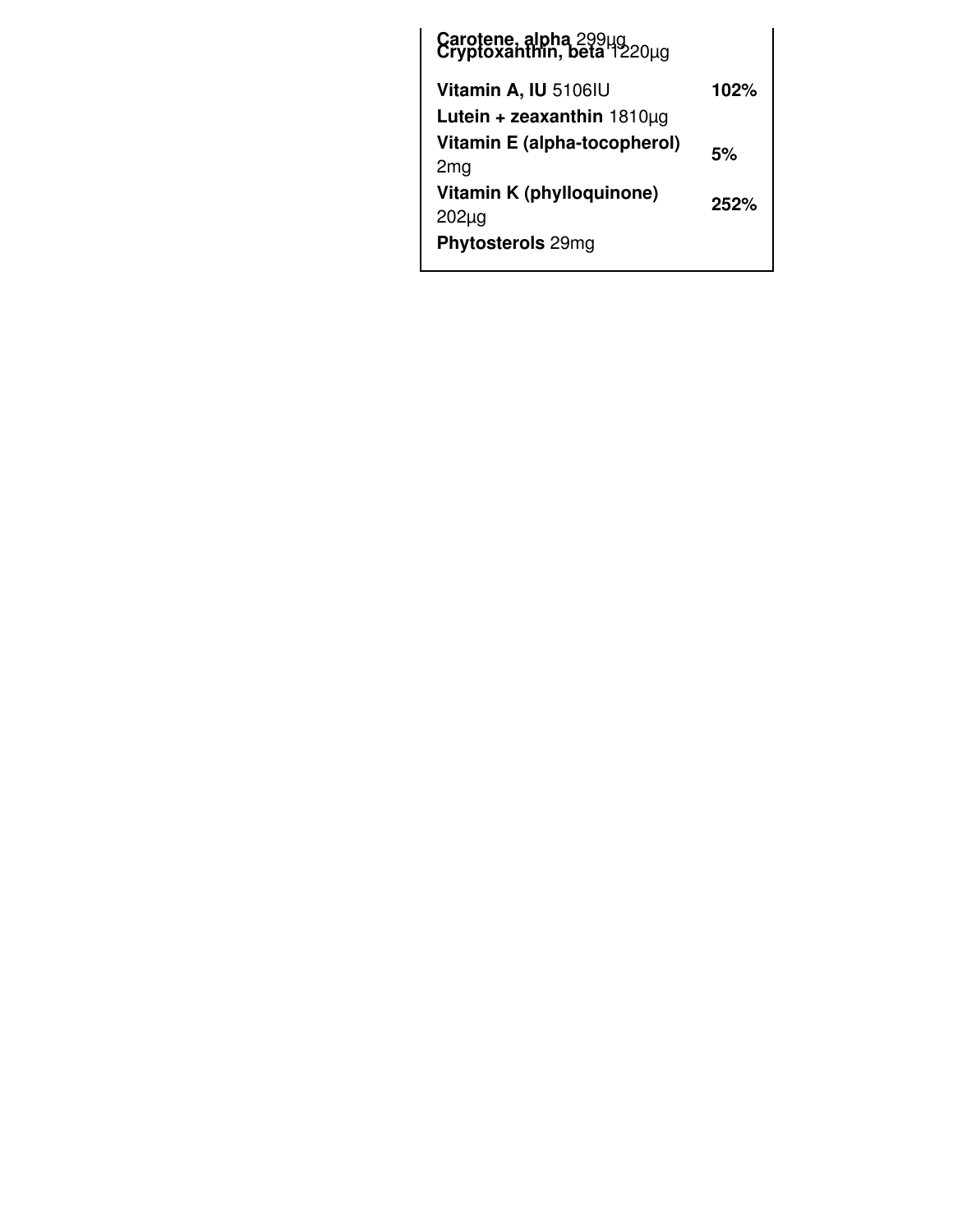| | |
|---|---|
| **Carotene, alpha** 299µg | |
| **Cryptoxanthin, beta** 1220µg | |
| **Vitamin A, IU** 5106IU | **102%** |
| **Lutein + zeaxanthin** 1810µg | |
| **Vitamin E (alpha-tocopherol)** 2mg | **5%** |
| **Vitamin K (phylloquinone)** 202µg | **252%** |
| **Phytosterols** 29mg | |